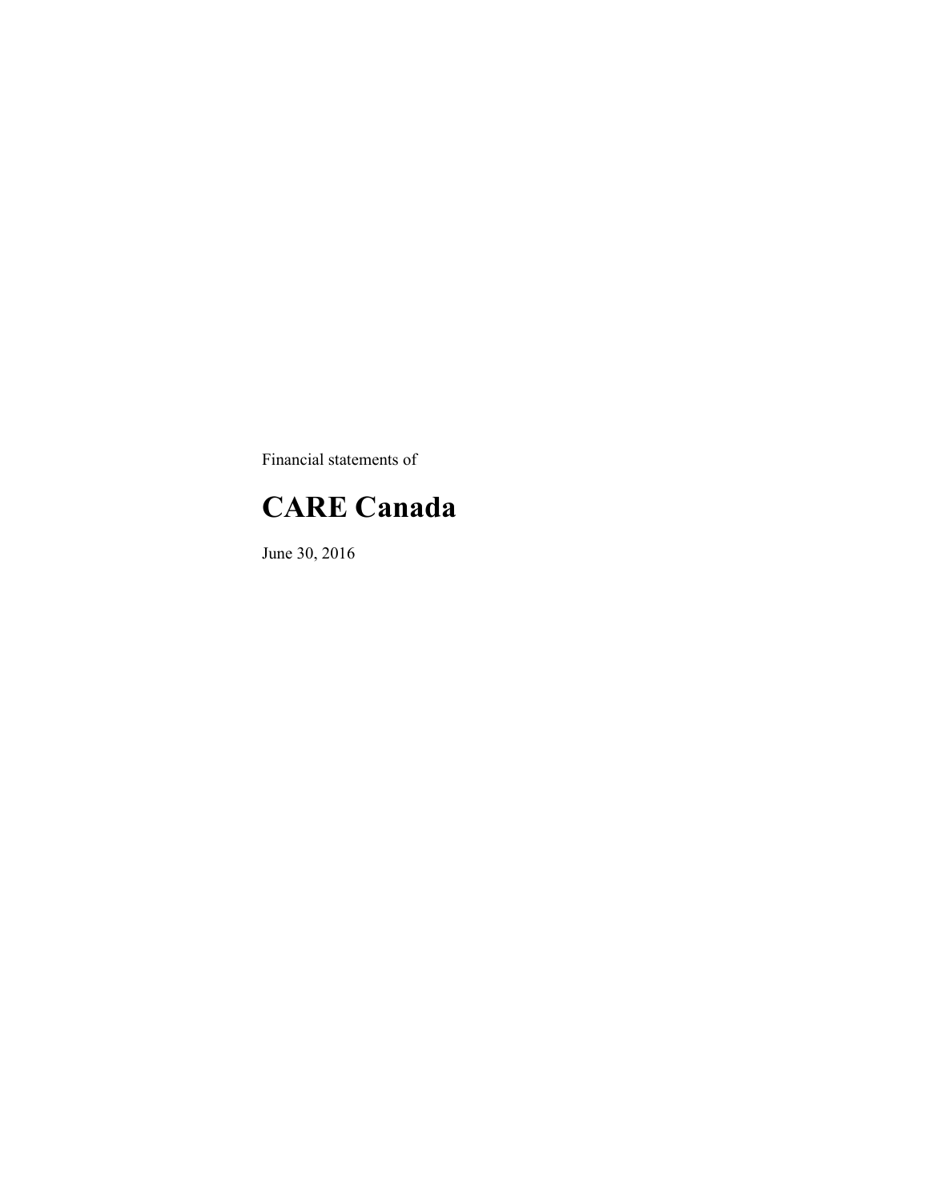Financial statements of

# CARE Canada

June 30, 2016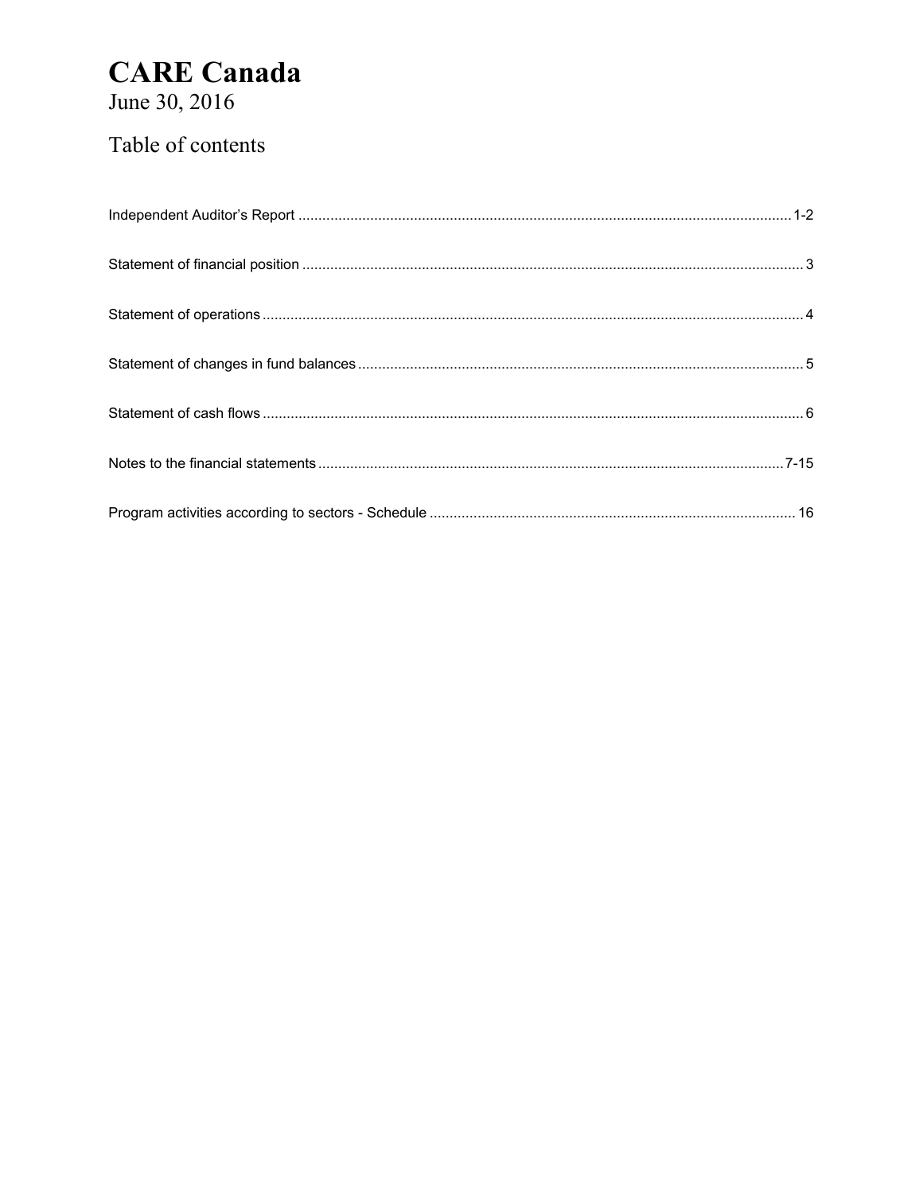# CARE Canada

June 30, 2016

## Table of contents

| | |
|---|---|
| Independent Auditor's Report | 1-2 |
| Statement of financial position | 3 |
| Statement of operations | 4 |
| Statement of changes in fund balances | 5 |
| Statement of cash flows | 6 |
| Notes to the financial statements | 7-15 |
| Program activities according to sectors - Schedule | 16 |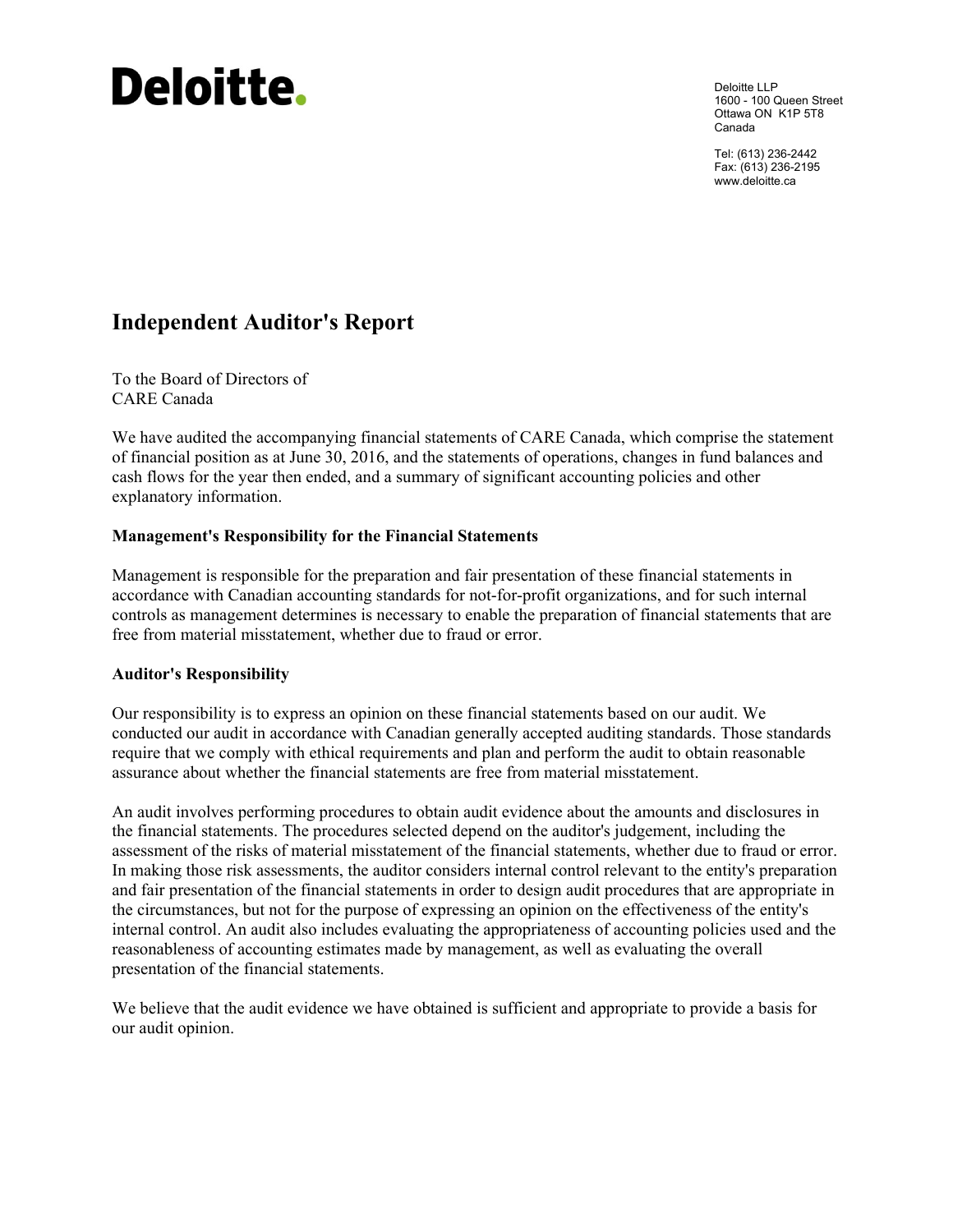Deloitte.

Deloitte LLP
1600 - 100 Queen Street
Ottawa ON K1P 5T8
Canada

Tel: (613) 236-2442
Fax: (613) 236-2195
www.deloitte.ca

# Independent Auditor's Report

To the Board of Directors of
CARE Canada

We have audited the accompanying financial statements of CARE Canada, which comprise the statement of financial position as at June 30, 2016, and the statements of operations, changes in fund balances and cash flows for the year then ended, and a summary of significant accounting policies and other explanatory information.

**Management's Responsibility for the Financial Statements**

Management is responsible for the preparation and fair presentation of these financial statements in accordance with Canadian accounting standards for not-for-profit organizations, and for such internal controls as management determines is necessary to enable the preparation of financial statements that are free from material misstatement, whether due to fraud or error.

**Auditor's Responsibility**

Our responsibility is to express an opinion on these financial statements based on our audit. We conducted our audit in accordance with Canadian generally accepted auditing standards. Those standards require that we comply with ethical requirements and plan and perform the audit to obtain reasonable assurance about whether the financial statements are free from material misstatement.

An audit involves performing procedures to obtain audit evidence about the amounts and disclosures in the financial statements. The procedures selected depend on the auditor's judgement, including the assessment of the risks of material misstatement of the financial statements, whether due to fraud or error. In making those risk assessments, the auditor considers internal control relevant to the entity's preparation and fair presentation of the financial statements in order to design audit procedures that are appropriate in the circumstances, but not for the purpose of expressing an opinion on the effectiveness of the entity's internal control. An audit also includes evaluating the appropriateness of accounting policies used and the reasonableness of accounting estimates made by management, as well as evaluating the overall presentation of the financial statements.

We believe that the audit evidence we have obtained is sufficient and appropriate to provide a basis for our audit opinion.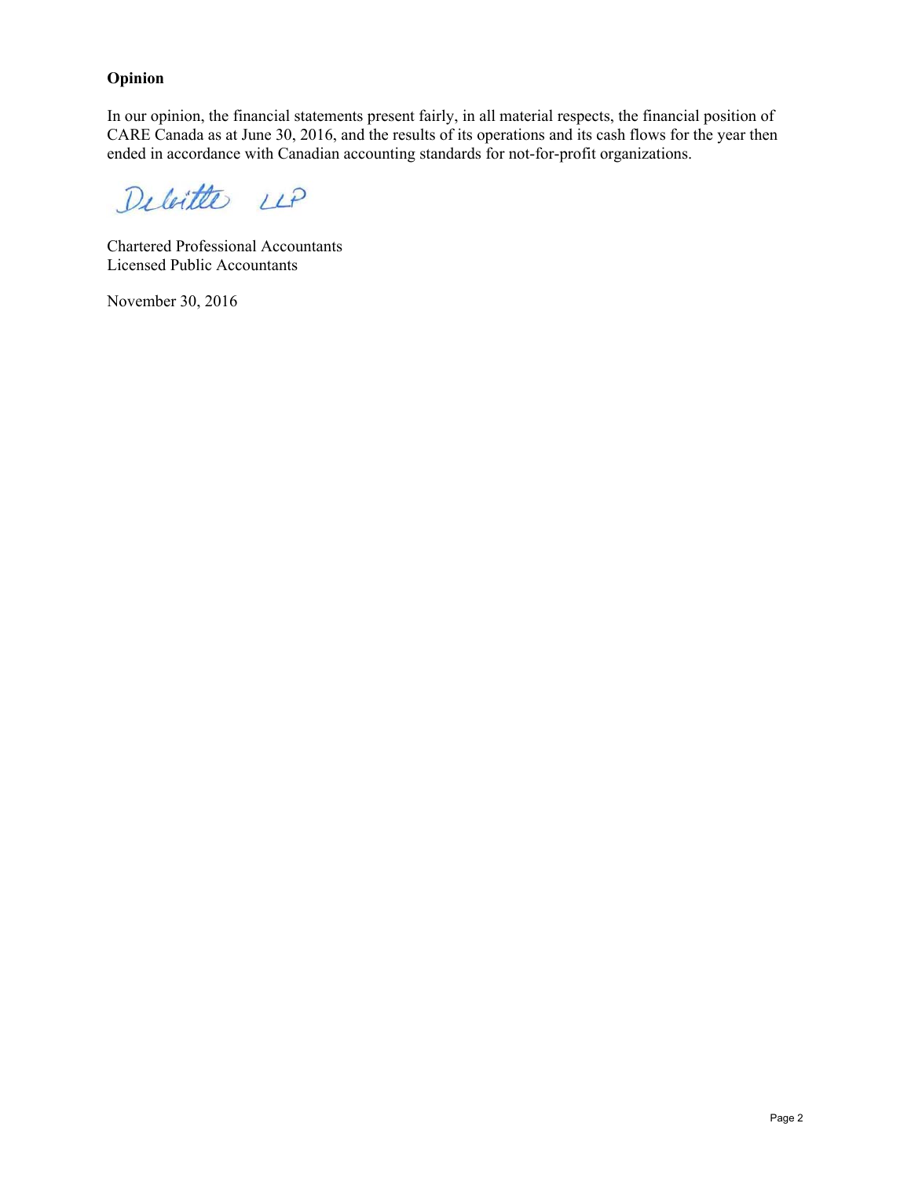**Opinion**

In our opinion, the financial statements present fairly, in all material respects, the financial position of CARE Canada as at June 30, 2016, and the results of its operations and its cash flows for the year then ended in accordance with Canadian accounting standards for not-for-profit organizations.

Deloitte LLP

Chartered Professional Accountants
Licensed Public Accountants

November 30, 2016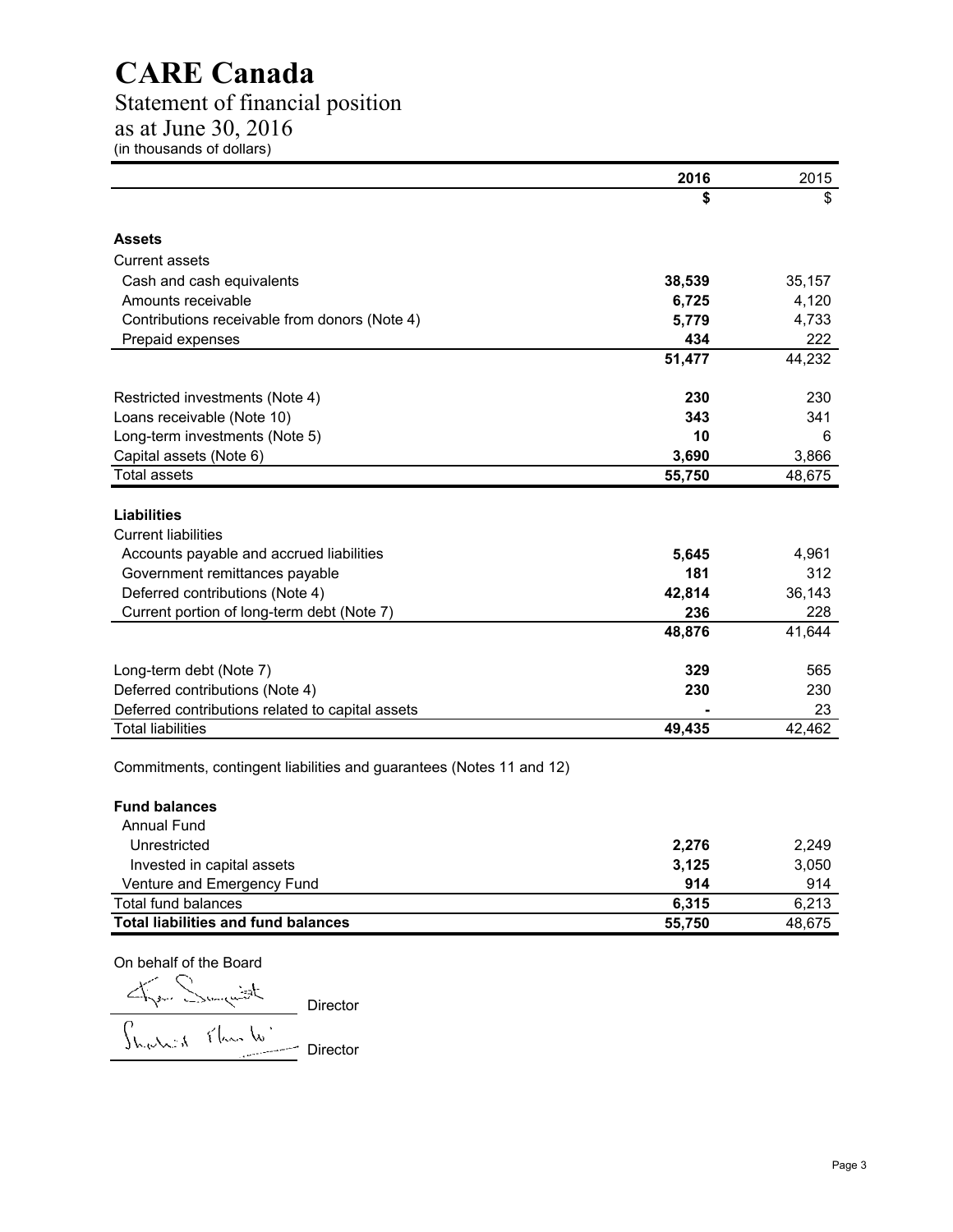# CARE Canada

## Statement of financial position

## as at June 30, 2016

(in thousands of dollars)

| | 2016 | 2015 |
|---|---|---|
| | $ | $ |
| **Assets** | | |
| Current assets | | |
| Cash and cash equivalents | **38,539** | 35,157 |
| Amounts receivable | **6,725** | 4,120 |
| Contributions receivable from donors (Note 4) | **5,779** | 4,733 |
| Prepaid expenses | **434** | 222 |
| | **51,477** | 44,232 |
| Restricted investments (Note 4) | **230** | 230 |
| Loans receivable (Note 10) | **343** | 341 |
| Long-term investments (Note 5) | **10** | 6 |
| Capital assets (Note 6) | **3,690** | 3,866 |
| Total assets | **55,750** | 48,675 |
| **Liabilities** | | |
| Current liabilities | | |
| Accounts payable and accrued liabilities | **5,645** | 4,961 |
| Government remittances payable | **181** | 312 |
| Deferred contributions (Note 4) | **42,814** | 36,143 |
| Current portion of long-term debt (Note 7) | **236** | 228 |
| | **48,876** | 41,644 |
| Long-term debt (Note 7) | **329** | 565 |
| Deferred contributions (Note 4) | **230** | 230 |
| Deferred contributions related to capital assets | **-** | 23 |
| Total liabilities | **49,435** | 42,462 |

Commitments, contingent liabilities and guarantees (Notes 11 and 12)

| | 2016 | 2015 |
|---|---|---|
| **Fund balances** | | |
| Annual Fund | | |
| Unrestricted | **2,276** | 2,249 |
| Invested in capital assets | **3,125** | 3,050 |
| Venture and Emergency Fund | **914** | 914 |
| Total fund balances | **6,315** | 6,213 |
| **Total liabilities and fund balances** | **55,750** | 48,675 |

On behalf of the Board

_______________ Director

_______________ Director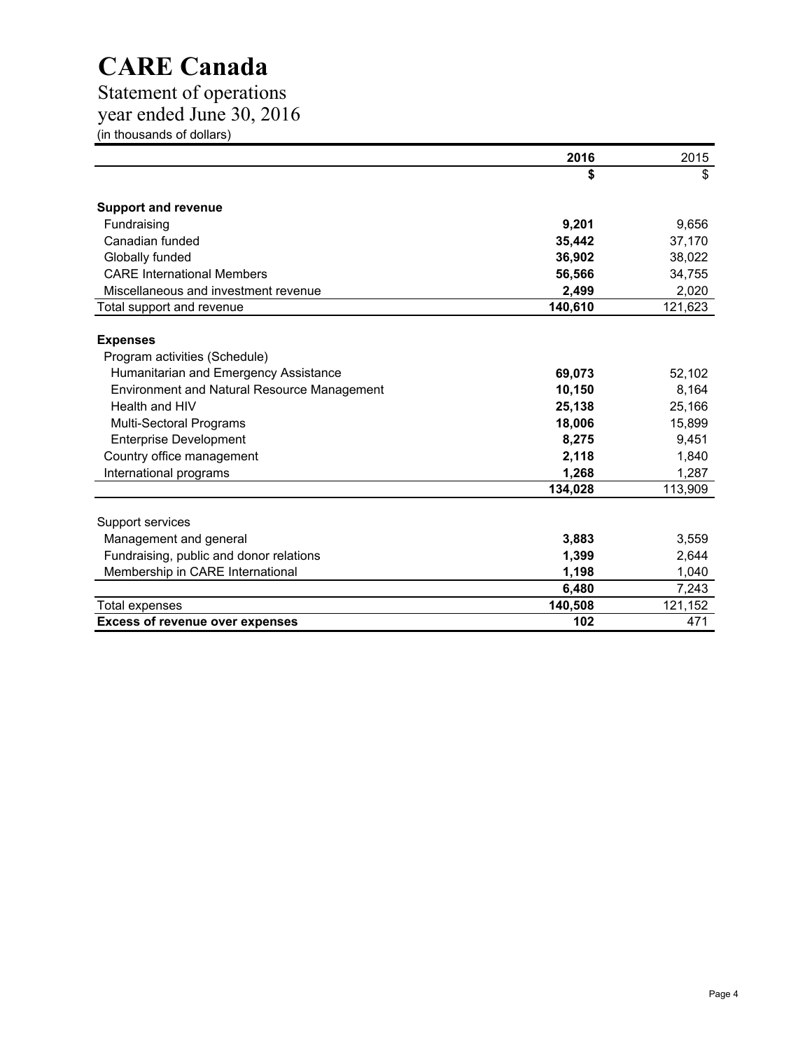# CARE Canada

## Statement of operations

## year ended June 30, 2016

(in thousands of dollars)

| | 2016 | 2015 |
|---|---|---|
| | **$** | $ |
| **Support and revenue** | | |
| Fundraising | **9,201** | 9,656 |
| Canadian funded | **35,442** | 37,170 |
| Globally funded | **36,902** | 38,022 |
| CARE International Members | **56,566** | 34,755 |
| Miscellaneous and investment revenue | **2,499** | 2,020 |
| Total support and revenue | **140,610** | 121,623 |
| **Expenses** | | |
| Program activities (Schedule) | | |
| Humanitarian and Emergency Assistance | **69,073** | 52,102 |
| Environment and Natural Resource Management | **10,150** | 8,164 |
| Health and HIV | **25,138** | 25,166 |
| Multi-Sectoral Programs | **18,006** | 15,899 |
| Enterprise Development | **8,275** | 9,451 |
| Country office management | **2,118** | 1,840 |
| International programs | **1,268** | 1,287 |
| | **134,028** | 113,909 |
| Support services | | |
| Management and general | **3,883** | 3,559 |
| Fundraising, public and donor relations | **1,399** | 2,644 |
| Membership in CARE International | **1,198** | 1,040 |
| | **6,480** | 7,243 |
| Total expenses | **140,508** | 121,152 |
| **Excess of revenue over expenses** | **102** | 471 |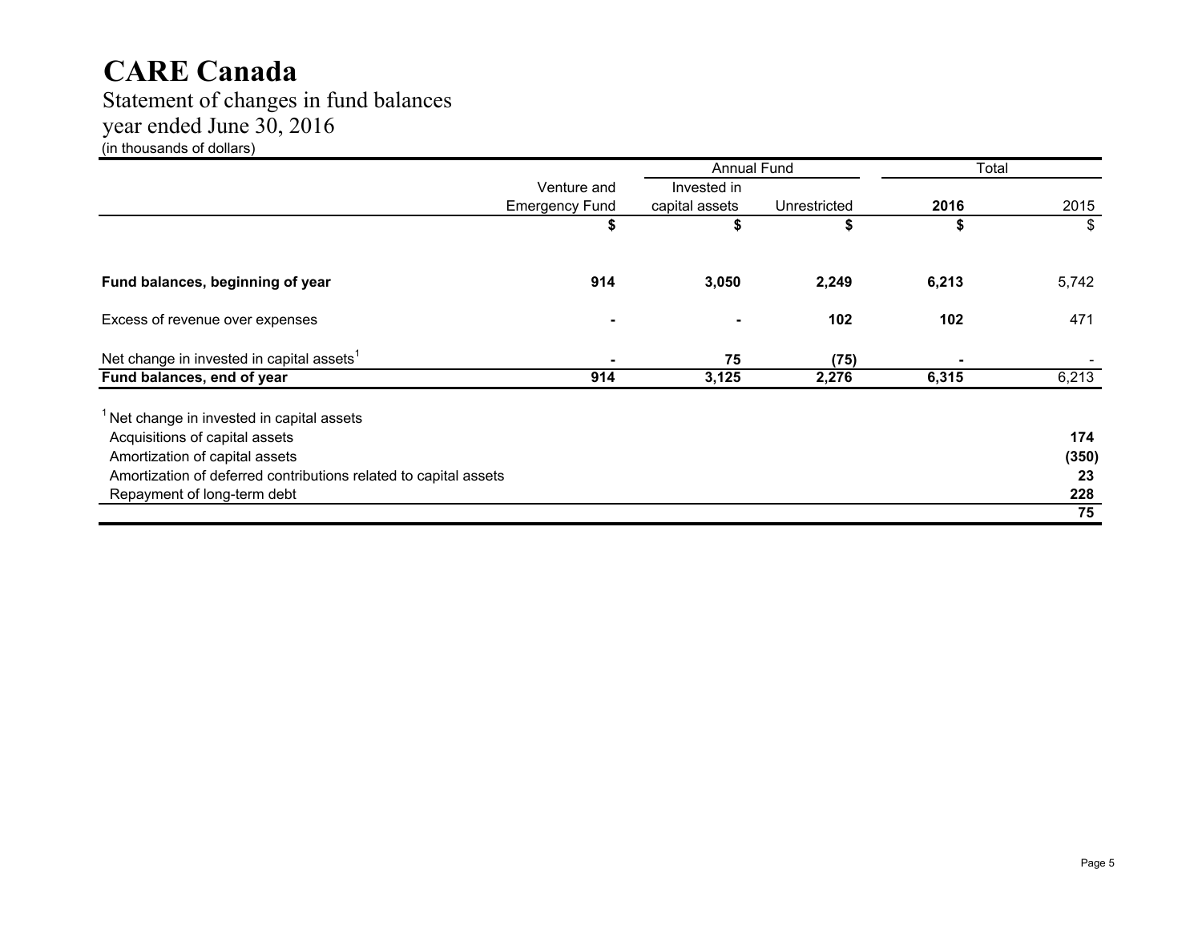# CARE Canada

## Statement of changes in fund balances
## year ended June 30, 2016
(in thousands of dollars)

| | Venture and Emergency Fund | Annual Fund | | Total | |
|---|---|---|---|---|---|
| | | Invested in capital assets | Unrestricted | 2016 | 2015 |
| | $ | $ | $ | $ | $ |
| **Fund balances, beginning of year** | **914** | **3,050** | **2,249** | **6,213** | 5,742 |
| Excess of revenue over expenses | **-** | **-** | **102** | **102** | 471 |
| Net change in invested in capital assets[1] | **-** | **75** | **(75)** | **-** | - |
| **Fund balances, end of year** | **914** | **3,125** | **2,276** | **6,315** | 6,213 |

[1] Net change in invested in capital assets

| | |
|---|---|
| Acquisitions of capital assets | **174** |
| Amortization of capital assets | **(350)** |
| Amortization of deferred contributions related to capital assets | **23** |
| Repayment of long-term debt | **228** |
| | **75** |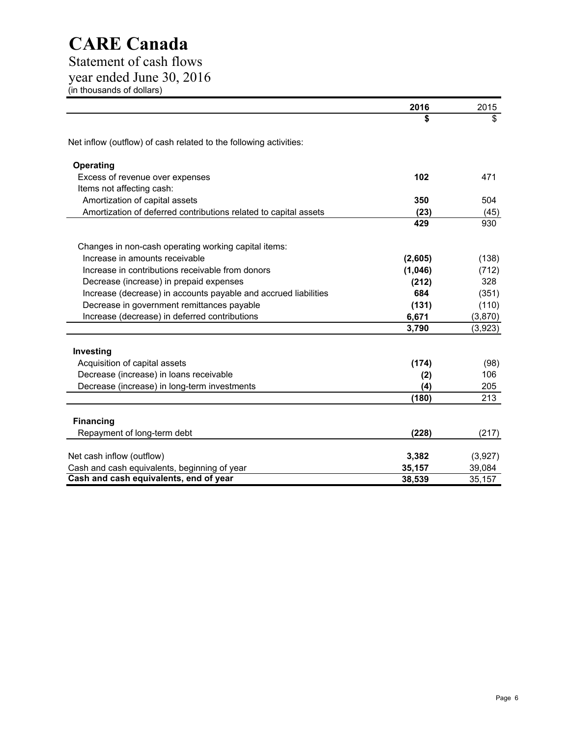# CARE Canada

Statement of cash flows
year ended June 30, 2016
(in thousands of dollars)

| | 2016 | 2015 |
|---|---|---|
| | $ | $ |
| Net inflow (outflow) of cash related to the following activities: | | |
| **Operating** | | |
| Excess of revenue over expenses | **102** | 471 |
| Items not affecting cash: | | |
| Amortization of capital assets | **350** | 504 |
| Amortization of deferred contributions related to capital assets | **(23)** | (45) |
| | **429** | 930 |
| Changes in non-cash operating working capital items: | | |
| Increase in amounts receivable | **(2,605)** | (138) |
| Increase in contributions receivable from donors | **(1,046)** | (712) |
| Decrease (increase) in prepaid expenses | **(212)** | 328 |
| Increase (decrease) in accounts payable and accrued liabilities | **684** | (351) |
| Decrease in government remittances payable | **(131)** | (110) |
| Increase (decrease) in deferred contributions | **6,671** | (3,870) |
| | **3,790** | (3,923) |
| **Investing** | | |
| Acquisition of capital assets | **(174)** | (98) |
| Decrease (increase) in loans receivable | **(2)** | 106 |
| Decrease (increase) in long-term investments | **(4)** | 205 |
| | **(180)** | 213 |
| **Financing** | | |
| Repayment of long-term debt | **(228)** | (217) |
| Net cash inflow (outflow) | **3,382** | (3,927) |
| Cash and cash equivalents, beginning of year | **35,157** | 39,084 |
| **Cash and cash equivalents, end of year** | **38,539** | 35,157 |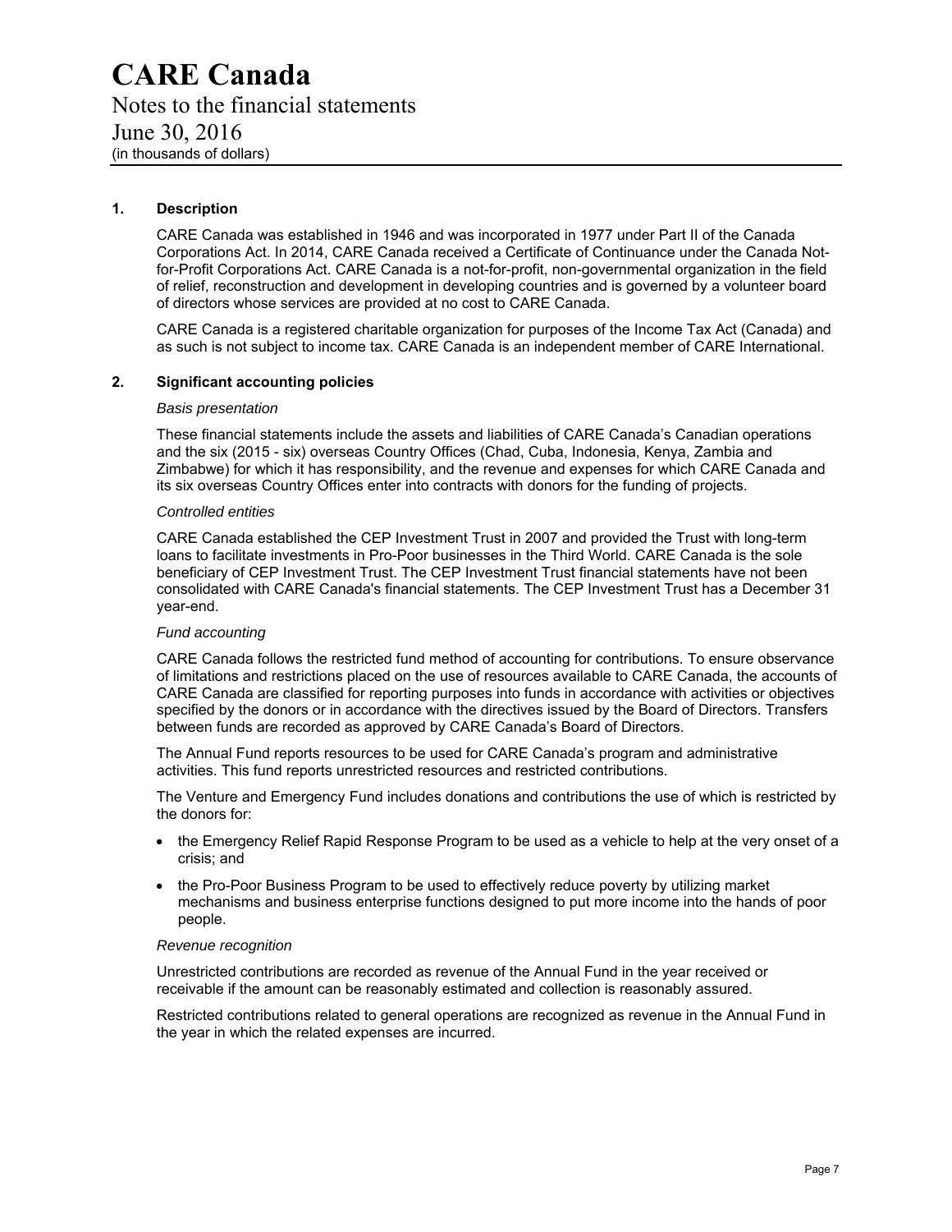# CARE Canada

Notes to the financial statements

June 30, 2016

(in thousands of dollars)

## 1. Description

CARE Canada was established in 1946 and was incorporated in 1977 under Part II of the Canada Corporations Act. In 2014, CARE Canada received a Certificate of Continuance under the Canada Not-for-Profit Corporations Act. CARE Canada is a not-for-profit, non-governmental organization in the field of relief, reconstruction and development in developing countries and is governed by a volunteer board of directors whose services are provided at no cost to CARE Canada.

CARE Canada is a registered charitable organization for purposes of the Income Tax Act (Canada) and as such is not subject to income tax. CARE Canada is an independent member of CARE International.

## 2. Significant accounting policies

*Basis presentation*

These financial statements include the assets and liabilities of CARE Canada's Canadian operations and the six (2015 - six) overseas Country Offices (Chad, Cuba, Indonesia, Kenya, Zambia and Zimbabwe) for which it has responsibility, and the revenue and expenses for which CARE Canada and its six overseas Country Offices enter into contracts with donors for the funding of projects.

*Controlled entities*

CARE Canada established the CEP Investment Trust in 2007 and provided the Trust with long-term loans to facilitate investments in Pro-Poor businesses in the Third World. CARE Canada is the sole beneficiary of CEP Investment Trust. The CEP Investment Trust financial statements have not been consolidated with CARE Canada's financial statements. The CEP Investment Trust has a December 31 year-end.

*Fund accounting*

CARE Canada follows the restricted fund method of accounting for contributions. To ensure observance of limitations and restrictions placed on the use of resources available to CARE Canada, the accounts of CARE Canada are classified for reporting purposes into funds in accordance with activities or objectives specified by the donors or in accordance with the directives issued by the Board of Directors. Transfers between funds are recorded as approved by CARE Canada's Board of Directors.

The Annual Fund reports resources to be used for CARE Canada's program and administrative activities. This fund reports unrestricted resources and restricted contributions.

The Venture and Emergency Fund includes donations and contributions the use of which is restricted by the donors for:

- the Emergency Relief Rapid Response Program to be used as a vehicle to help at the very onset of a crisis; and
- the Pro-Poor Business Program to be used to effectively reduce poverty by utilizing market mechanisms and business enterprise functions designed to put more income into the hands of poor people.

*Revenue recognition*

Unrestricted contributions are recorded as revenue of the Annual Fund in the year received or receivable if the amount can be reasonably estimated and collection is reasonably assured.

Restricted contributions related to general operations are recognized as revenue in the Annual Fund in the year in which the related expenses are incurred.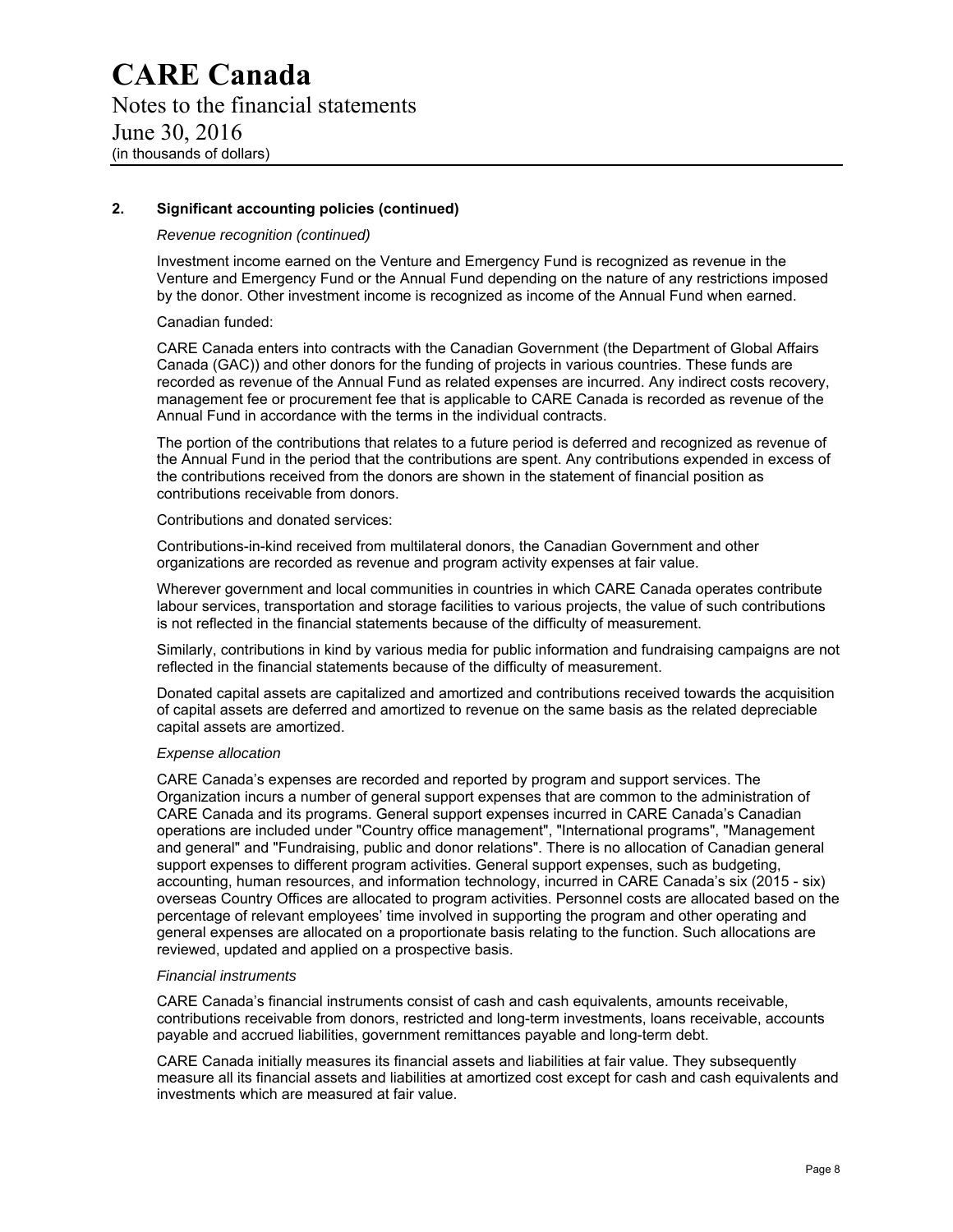## 2. Significant accounting policies (continued)

*Revenue recognition (continued)*

Investment income earned on the Venture and Emergency Fund is recognized as revenue in the Venture and Emergency Fund or the Annual Fund depending on the nature of any restrictions imposed by the donor. Other investment income is recognized as income of the Annual Fund when earned.

Canadian funded:

CARE Canada enters into contracts with the Canadian Government (the Department of Global Affairs Canada (GAC)) and other donors for the funding of projects in various countries. These funds are recorded as revenue of the Annual Fund as related expenses are incurred. Any indirect costs recovery, management fee or procurement fee that is applicable to CARE Canada is recorded as revenue of the Annual Fund in accordance with the terms in the individual contracts.

The portion of the contributions that relates to a future period is deferred and recognized as revenue of the Annual Fund in the period that the contributions are spent. Any contributions expended in excess of the contributions received from the donors are shown in the statement of financial position as contributions receivable from donors.

Contributions and donated services:

Contributions-in-kind received from multilateral donors, the Canadian Government and other organizations are recorded as revenue and program activity expenses at fair value.

Wherever government and local communities in countries in which CARE Canada operates contribute labour services, transportation and storage facilities to various projects, the value of such contributions is not reflected in the financial statements because of the difficulty of measurement.

Similarly, contributions in kind by various media for public information and fundraising campaigns are not reflected in the financial statements because of the difficulty of measurement.

Donated capital assets are capitalized and amortized and contributions received towards the acquisition of capital assets are deferred and amortized to revenue on the same basis as the related depreciable capital assets are amortized.

*Expense allocation*

CARE Canada's expenses are recorded and reported by program and support services. The Organization incurs a number of general support expenses that are common to the administration of CARE Canada and its programs. General support expenses incurred in CARE Canada's Canadian operations are included under "Country office management", "International programs", "Management and general" and "Fundraising, public and donor relations". There is no allocation of Canadian general support expenses to different program activities. General support expenses, such as budgeting, accounting, human resources, and information technology, incurred in CARE Canada's six (2015 - six) overseas Country Offices are allocated to program activities. Personnel costs are allocated based on the percentage of relevant employees' time involved in supporting the program and other operating and general expenses are allocated on a proportionate basis relating to the function. Such allocations are reviewed, updated and applied on a prospective basis.

*Financial instruments*

CARE Canada's financial instruments consist of cash and cash equivalents, amounts receivable, contributions receivable from donors, restricted and long-term investments, loans receivable, accounts payable and accrued liabilities, government remittances payable and long-term debt.

CARE Canada initially measures its financial assets and liabilities at fair value. They subsequently measure all its financial assets and liabilities at amortized cost except for cash and cash equivalents and investments which are measured at fair value.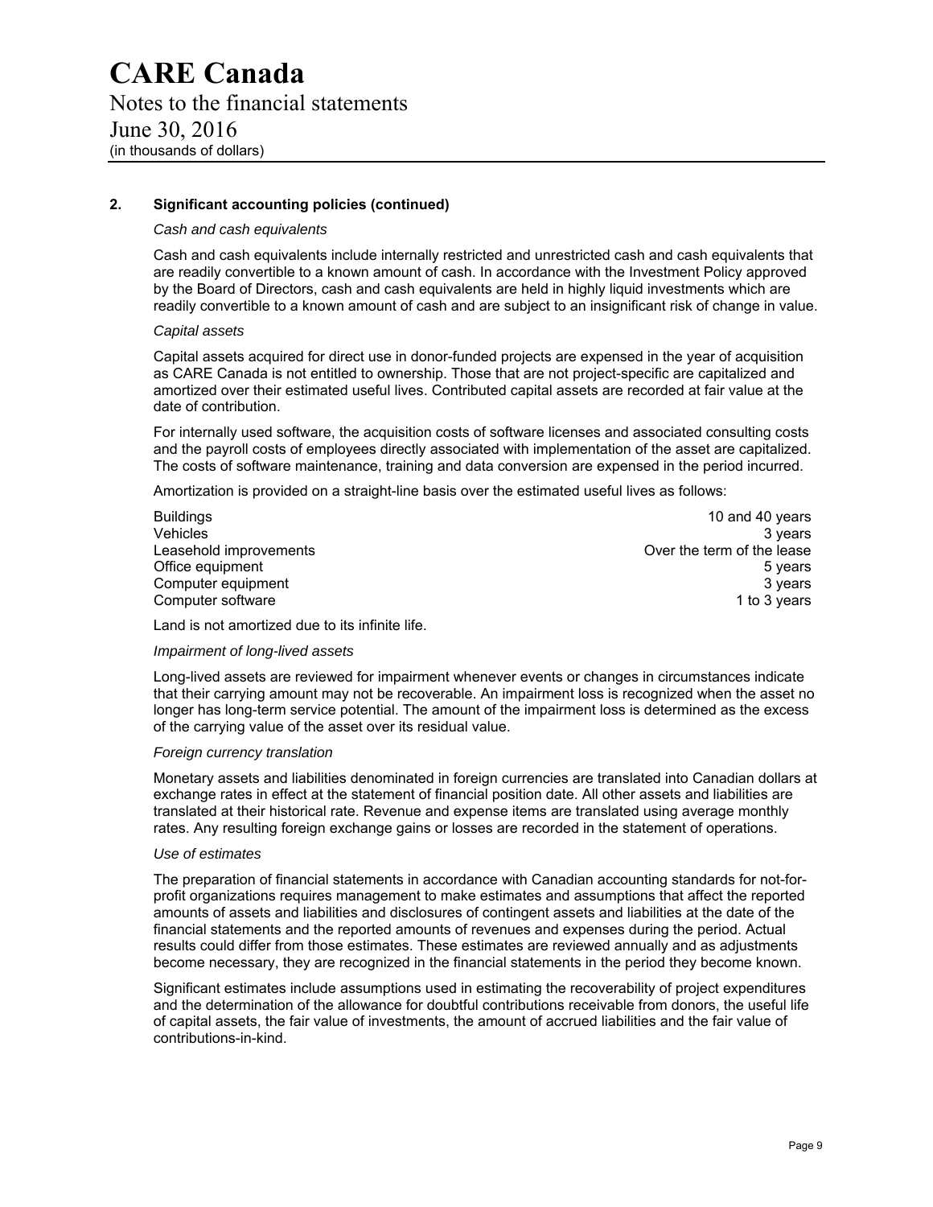## 2. Significant accounting policies (continued)

*Cash and cash equivalents*

Cash and cash equivalents include internally restricted and unrestricted cash and cash equivalents that are readily convertible to a known amount of cash. In accordance with the Investment Policy approved by the Board of Directors, cash and cash equivalents are held in highly liquid investments which are readily convertible to a known amount of cash and are subject to an insignificant risk of change in value.

*Capital assets*

Capital assets acquired for direct use in donor-funded projects are expensed in the year of acquisition as CARE Canada is not entitled to ownership. Those that are not project-specific are capitalized and amortized over their estimated useful lives. Contributed capital assets are recorded at fair value at the date of contribution.

For internally used software, the acquisition costs of software licenses and associated consulting costs and the payroll costs of employees directly associated with implementation of the asset are capitalized. The costs of software maintenance, training and data conversion are expensed in the period incurred.

Amortization is provided on a straight-line basis over the estimated useful lives as follows:

| | |
|---|---|
| Buildings | 10 and 40 years |
| Vehicles | 3 years |
| Leasehold improvements | Over the term of the lease |
| Office equipment | 5 years |
| Computer equipment | 3 years |
| Computer software | 1 to 3 years |

Land is not amortized due to its infinite life.

*Impairment of long-lived assets*

Long-lived assets are reviewed for impairment whenever events or changes in circumstances indicate that their carrying amount may not be recoverable. An impairment loss is recognized when the asset no longer has long-term service potential. The amount of the impairment loss is determined as the excess of the carrying value of the asset over its residual value.

*Foreign currency translation*

Monetary assets and liabilities denominated in foreign currencies are translated into Canadian dollars at exchange rates in effect at the statement of financial position date. All other assets and liabilities are translated at their historical rate. Revenue and expense items are translated using average monthly rates. Any resulting foreign exchange gains or losses are recorded in the statement of operations.

*Use of estimates*

The preparation of financial statements in accordance with Canadian accounting standards for not-for-profit organizations requires management to make estimates and assumptions that affect the reported amounts of assets and liabilities and disclosures of contingent assets and liabilities at the date of the financial statements and the reported amounts of revenues and expenses during the period. Actual results could differ from those estimates. These estimates are reviewed annually and as adjustments become necessary, they are recognized in the financial statements in the period they become known.

Significant estimates include assumptions used in estimating the recoverability of project expenditures and the determination of the allowance for doubtful contributions receivable from donors, the useful life of capital assets, the fair value of investments, the amount of accrued liabilities and the fair value of contributions-in-kind.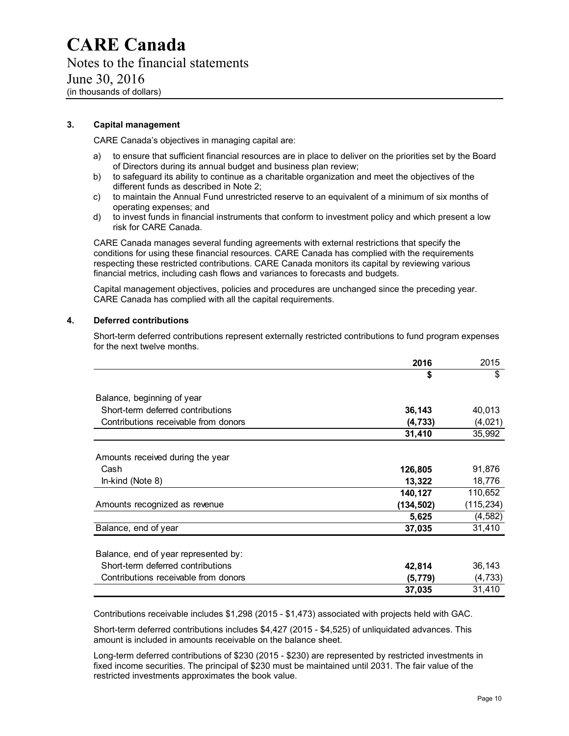# CARE Canada

Notes to the financial statements

June 30, 2016

(in thousands of dollars)

### 3. Capital management

CARE Canada's objectives in managing capital are:

a) to ensure that sufficient financial resources are in place to deliver on the priorities set by the Board of Directors during its annual budget and business plan review;
b) to safeguard its ability to continue as a charitable organization and meet the objectives of the different funds as described in Note 2;
c) to maintain the Annual Fund unrestricted reserve to an equivalent of a minimum of six months of operating expenses; and
d) to invest funds in financial instruments that conform to investment policy and which present a low risk for CARE Canada.

CARE Canada manages several funding agreements with external restrictions that specify the conditions for using these financial resources. CARE Canada has complied with the requirements respecting these restricted contributions. CARE Canada monitors its capital by reviewing various financial metrics, including cash flows and variances to forecasts and budgets.

Capital management objectives, policies and procedures are unchanged since the preceding year. CARE Canada has complied with all the capital requirements.

### 4. Deferred contributions

Short-term deferred contributions represent externally restricted contributions to fund program expenses for the next twelve months.

| | **2016** | 2015 |
|---|---|---|
| | **$** | $ |
| Balance, beginning of year | | |
| Short-term deferred contributions | **36,143** | 40,013 |
| Contributions receivable from donors | **(4,733)** | (4,021) |
| | **31,410** | 35,992 |
| Amounts received during the year | | |
| Cash | **126,805** | 91,876 |
| In-kind (Note 8) | **13,322** | 18,776 |
| | **140,127** | 110,652 |
| Amounts recognized as revenue | **(134,502)** | (115,234) |
| | **5,625** | (4,582) |
| Balance, end of year | **37,035** | 31,410 |
| Balance, end of year represented by: | | |
| Short-term deferred contributions | **42,814** | 36,143 |
| Contributions receivable from donors | **(5,779)** | (4,733) |
| | **37,035** | 31,410 |

Contributions receivable includes $1,298 (2015 - $1,473) associated with projects held with GAC.

Short-term deferred contributions includes $4,427 (2015 - $4,525) of unliquidated advances. This amount is included in amounts receivable on the balance sheet.

Long-term deferred contributions of $230 (2015 - $230) are represented by restricted investments in fixed income securities. The principal of $230 must be maintained until 2031. The fair value of the restricted investments approximates the book value.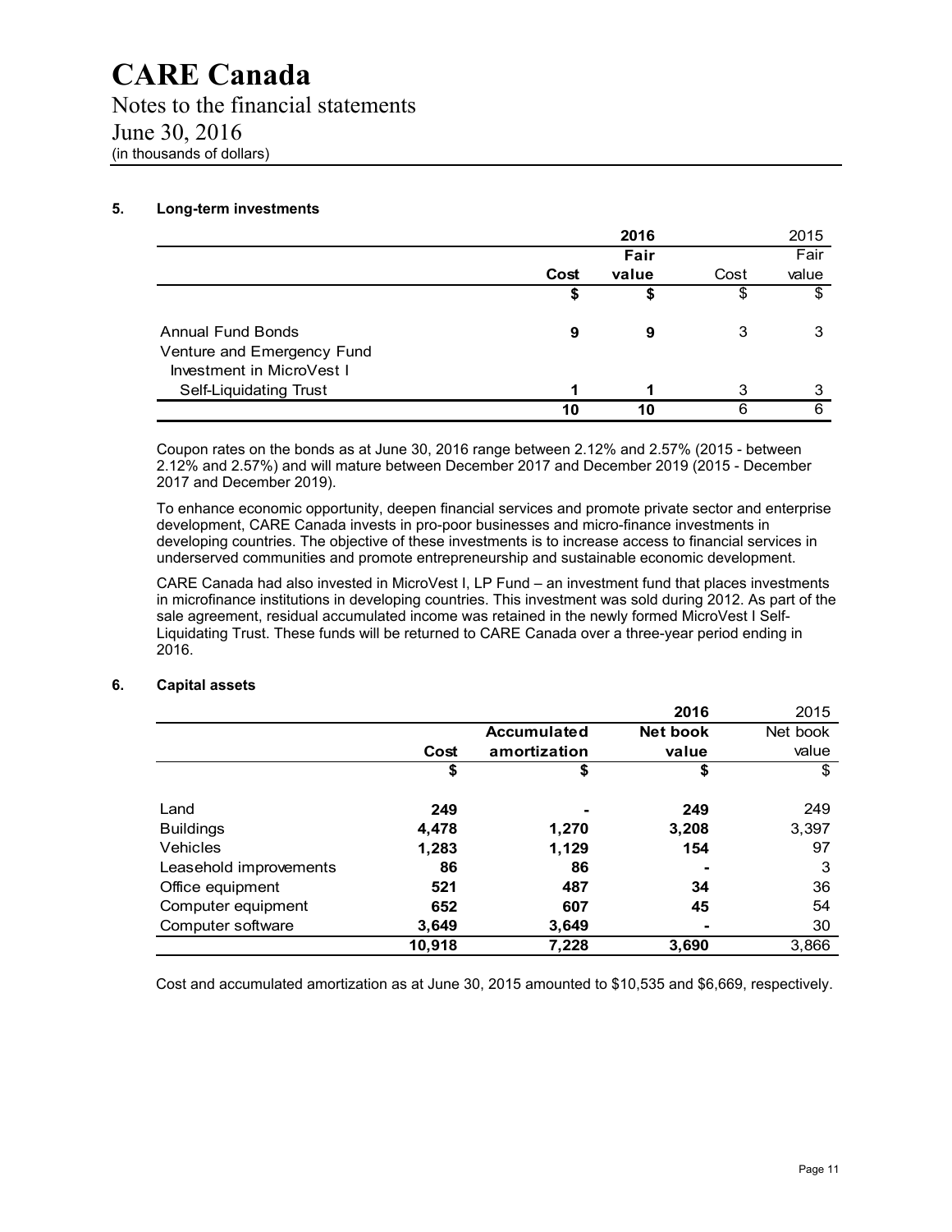# CARE Canada

Notes to the financial statements
June 30, 2016
(in thousands of dollars)

## 5. Long-term investments

| | 2016 | | 2015 | |
|---|---|---|---|---|
| | **Cost** | **Fair value** | Cost | Fair value |
| | **$** | **$** | $ | $ |
| Annual Fund Bonds | **9** | **9** | 3 | 3 |
| Venture and Emergency Fund | | | | |
| Investment in MicroVest I | | | | |
| Self-Liquidating Trust | **1** | **1** | 3 | 3 |
| | **10** | **10** | 6 | 6 |

Coupon rates on the bonds as at June 30, 2016 range between 2.12% and 2.57% (2015 - between 2.12% and 2.57%) and will mature between December 2017 and December 2019 (2015 - December 2017 and December 2019).

To enhance economic opportunity, deepen financial services and promote private sector and enterprise development, CARE Canada invests in pro-poor businesses and micro-finance investments in developing countries. The objective of these investments is to increase access to financial services in underserved communities and promote entrepreneurship and sustainable economic development.

CARE Canada had also invested in MicroVest I, LP Fund – an investment fund that places investments in microfinance institutions in developing countries. This investment was sold during 2012. As part of the sale agreement, residual accumulated income was retained in the newly formed MicroVest I Self-Liquidating Trust. These funds will be returned to CARE Canada over a three-year period ending in 2016.

## 6. Capital assets

| | 2016 | | | 2015 |
|---|---|---|---|---|
| | **Cost** | **Accumulated amortization** | **Net book value** | Net book value |
| | **$** | **$** | **$** | $ |
| Land | **249** | **-** | **249** | 249 |
| Buildings | **4,478** | **1,270** | **3,208** | 3,397 |
| Vehicles | **1,283** | **1,129** | **154** | 97 |
| Leasehold improvements | **86** | **86** | **-** | 3 |
| Office equipment | **521** | **487** | **34** | 36 |
| Computer equipment | **652** | **607** | **45** | 54 |
| Computer software | **3,649** | **3,649** | **-** | 30 |
| | **10,918** | **7,228** | **3,690** | 3,866 |

Cost and accumulated amortization as at June 30, 2015 amounted to $10,535 and $6,669, respectively.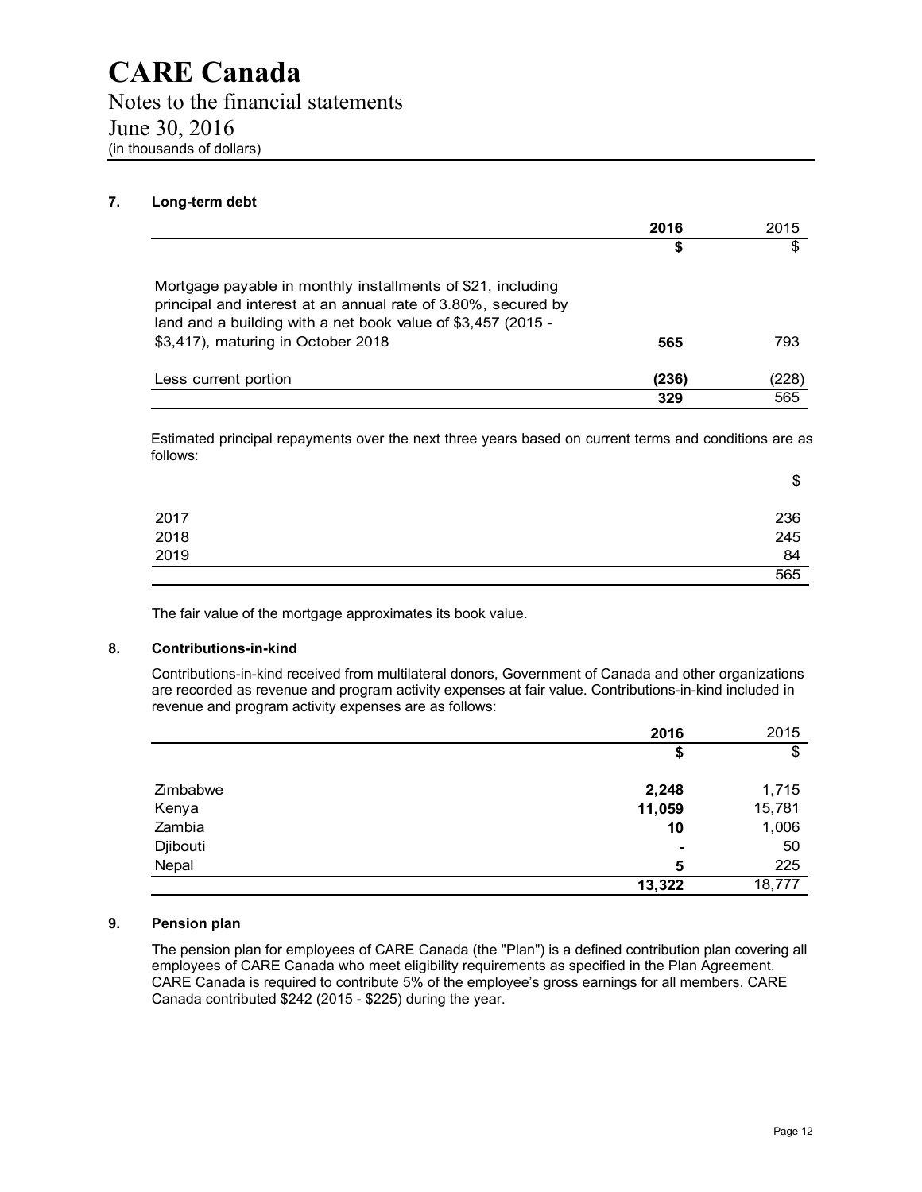# CARE Canada

Notes to the financial statements
June 30, 2016
(in thousands of dollars)

## 7. Long-term debt

| | **2016** | 2015 |
|---|---|---|
| | **$** | $ |
| Mortgage payable in monthly installments of $21, including principal and interest at an annual rate of 3.80%, secured by land and a building with a net book value of $3,457 (2015 - $3,417), maturing in October 2018 | **565** | 793 |
| Less current portion | **(236)** | (228) |
| | **329** | 565 |

Estimated principal repayments over the next three years based on current terms and conditions are as follows:

| | $ |
|---|---|
| 2017 | 236 |
| 2018 | 245 |
| 2019 | 84 |
| | 565 |

The fair value of the mortgage approximates its book value.

## 8. Contributions-in-kind

Contributions-in-kind received from multilateral donors, Government of Canada and other organizations are recorded as revenue and program activity expenses at fair value. Contributions-in-kind included in revenue and program activity expenses are as follows:

| | **2016** | 2015 |
|---|---|---|
| | **$** | $ |
| Zimbabwe | **2,248** | 1,715 |
| Kenya | **11,059** | 15,781 |
| Zambia | **10** | 1,006 |
| Djibouti | **-** | 50 |
| Nepal | **5** | 225 |
| | **13,322** | 18,777 |

## 9. Pension plan

The pension plan for employees of CARE Canada (the "Plan") is a defined contribution plan covering all employees of CARE Canada who meet eligibility requirements as specified in the Plan Agreement. CARE Canada is required to contribute 5% of the employee's gross earnings for all members. CARE Canada contributed $242 (2015 - $225) during the year.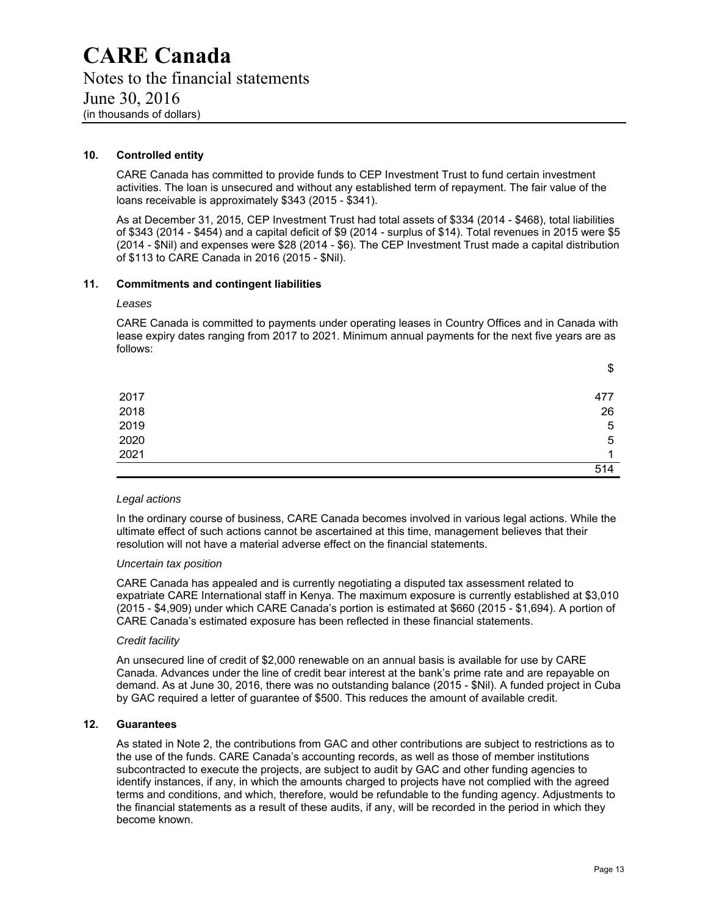# CARE Canada

Notes to the financial statements
June 30, 2016
(in thousands of dollars)

## 10. Controlled entity

CARE Canada has committed to provide funds to CEP Investment Trust to fund certain investment activities. The loan is unsecured and without any established term of repayment. The fair value of the loans receivable is approximately $343 (2015 - $341).

As at December 31, 2015, CEP Investment Trust had total assets of $334 (2014 - $468), total liabilities of $343 (2014 - $454) and a capital deficit of $9 (2014 - surplus of $14). Total revenues in 2015 were $5 (2014 - $Nil) and expenses were $28 (2014 - $6). The CEP Investment Trust made a capital distribution of $113 to CARE Canada in 2016 (2015 - $Nil).

## 11. Commitments and contingent liabilities

*Leases*

CARE Canada is committed to payments under operating leases in Country Offices and in Canada with lease expiry dates ranging from 2017 to 2021. Minimum annual payments for the next five years are as follows:

| | $ |
|---|---|
| 2017 | 477 |
| 2018 | 26 |
| 2019 | 5 |
| 2020 | 5 |
| 2021 | 1 |
| | 514 |

*Legal actions*

In the ordinary course of business, CARE Canada becomes involved in various legal actions. While the ultimate effect of such actions cannot be ascertained at this time, management believes that their resolution will not have a material adverse effect on the financial statements.

*Uncertain tax position*

CARE Canada has appealed and is currently negotiating a disputed tax assessment related to expatriate CARE International staff in Kenya. The maximum exposure is currently established at $3,010 (2015 - $4,909) under which CARE Canada's portion is estimated at $660 (2015 - $1,694). A portion of CARE Canada's estimated exposure has been reflected in these financial statements.

*Credit facility*

An unsecured line of credit of $2,000 renewable on an annual basis is available for use by CARE Canada. Advances under the line of credit bear interest at the bank's prime rate and are repayable on demand. As at June 30, 2016, there was no outstanding balance (2015 - $Nil). A funded project in Cuba by GAC required a letter of guarantee of $500. This reduces the amount of available credit.

## 12. Guarantees

As stated in Note 2, the contributions from GAC and other contributions are subject to restrictions as to the use of the funds. CARE Canada's accounting records, as well as those of member institutions subcontracted to execute the projects, are subject to audit by GAC and other funding agencies to identify instances, if any, in which the amounts charged to projects have not complied with the agreed terms and conditions, and which, therefore, would be refundable to the funding agency. Adjustments to the financial statements as a result of these audits, if any, will be recorded in the period in which they become known.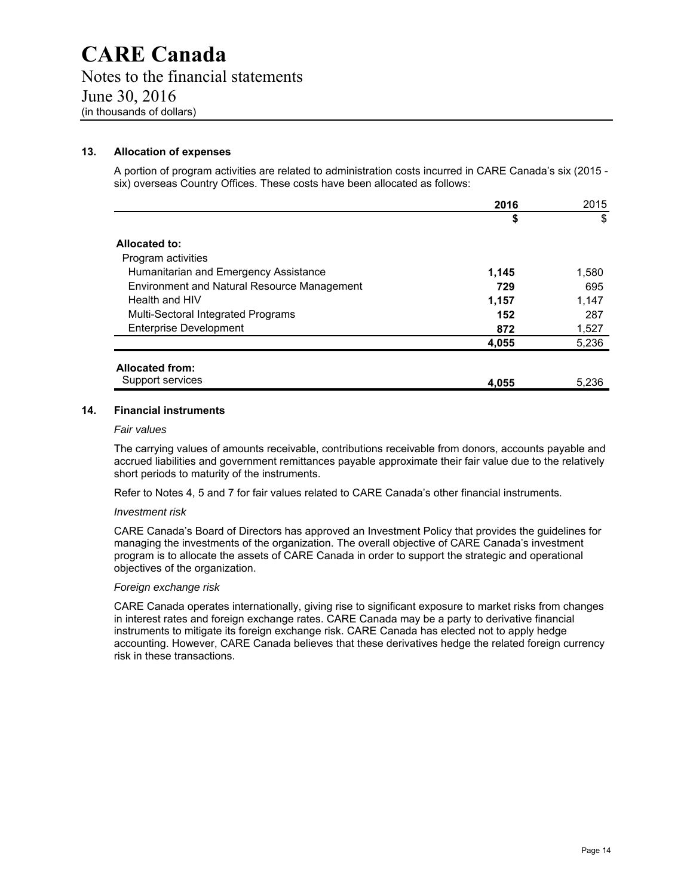# CARE Canada

Notes to the financial statements

June 30, 2016

(in thousands of dollars)

## 13. Allocation of expenses

A portion of program activities are related to administration costs incurred in CARE Canada's six (2015 - six) overseas Country Offices. These costs have been allocated as follows:

| | **2016** | 2015 |
|---|---|---|
| | **$** | $ |
| **Allocated to:** | | |
| Program activities | | |
| Humanitarian and Emergency Assistance | **1,145** | 1,580 |
| Environment and Natural Resource Management | **729** | 695 |
| Health and HIV | **1,157** | 1,147 |
| Multi-Sectoral Integrated Programs | **152** | 287 |
| Enterprise Development | **872** | 1,527 |
| | **4,055** | 5,236 |
| **Allocated from:** | | |
| Support services | **4,055** | 5,236 |

## 14. Financial instruments

*Fair values*

The carrying values of amounts receivable, contributions receivable from donors, accounts payable and accrued liabilities and government remittances payable approximate their fair value due to the relatively short periods to maturity of the instruments.

Refer to Notes 4, 5 and 7 for fair values related to CARE Canada's other financial instruments.

*Investment risk*

CARE Canada's Board of Directors has approved an Investment Policy that provides the guidelines for managing the investments of the organization. The overall objective of CARE Canada's investment program is to allocate the assets of CARE Canada in order to support the strategic and operational objectives of the organization.

*Foreign exchange risk*

CARE Canada operates internationally, giving rise to significant exposure to market risks from changes in interest rates and foreign exchange rates. CARE Canada may be a party to derivative financial instruments to mitigate its foreign exchange risk. CARE Canada has elected not to apply hedge accounting. However, CARE Canada believes that these derivatives hedge the related foreign currency risk in these transactions.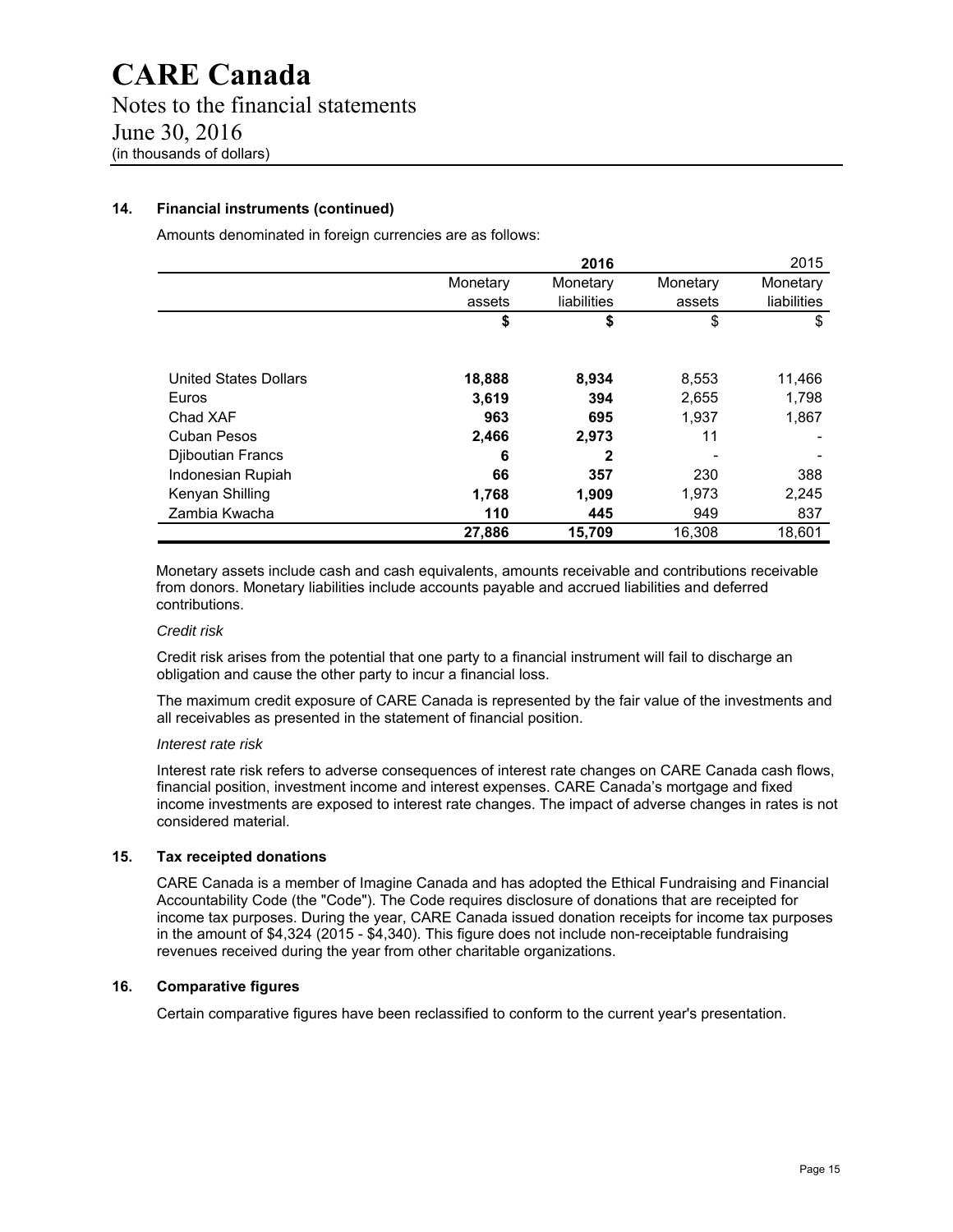# CARE Canada

Notes to the financial statements

June 30, 2016

(in thousands of dollars)

### 14. Financial instruments (continued)

Amounts denominated in foreign currencies are as follows:

| | **2016** | | 2015 | |
|---|---|---|---|---|
| | Monetary assets | Monetary liabilities | Monetary assets | Monetary liabilities |
| | **$** | **$** | $ | $ |
| United States Dollars | **18,888** | **8,934** | 8,553 | 11,466 |
| Euros | **3,619** | **394** | 2,655 | 1,798 |
| Chad XAF | **963** | **695** | 1,937 | 1,867 |
| Cuban Pesos | **2,466** | **2,973** | 11 | - |
| Djiboutian Francs | **6** | **2** | - | - |
| Indonesian Rupiah | **66** | **357** | 230 | 388 |
| Kenyan Shilling | **1,768** | **1,909** | 1,973 | 2,245 |
| Zambia Kwacha | **110** | **445** | 949 | 837 |
| | **27,886** | **15,709** | 16,308 | 18,601 |

Monetary assets include cash and cash equivalents, amounts receivable and contributions receivable from donors. Monetary liabilities include accounts payable and accrued liabilities and deferred contributions.

*Credit risk*

Credit risk arises from the potential that one party to a financial instrument will fail to discharge an obligation and cause the other party to incur a financial loss.

The maximum credit exposure of CARE Canada is represented by the fair value of the investments and all receivables as presented in the statement of financial position.

*Interest rate risk*

Interest rate risk refers to adverse consequences of interest rate changes on CARE Canada cash flows, financial position, investment income and interest expenses. CARE Canada's mortgage and fixed income investments are exposed to interest rate changes. The impact of adverse changes in rates is not considered material.

### 15. Tax receipted donations

CARE Canada is a member of Imagine Canada and has adopted the Ethical Fundraising and Financial Accountability Code (the "Code"). The Code requires disclosure of donations that are receipted for income tax purposes. During the year, CARE Canada issued donation receipts for income tax purposes in the amount of $4,324 (2015 - $4,340). This figure does not include non-receiptable fundraising revenues received during the year from other charitable organizations.

### 16. Comparative figures

Certain comparative figures have been reclassified to conform to the current year's presentation.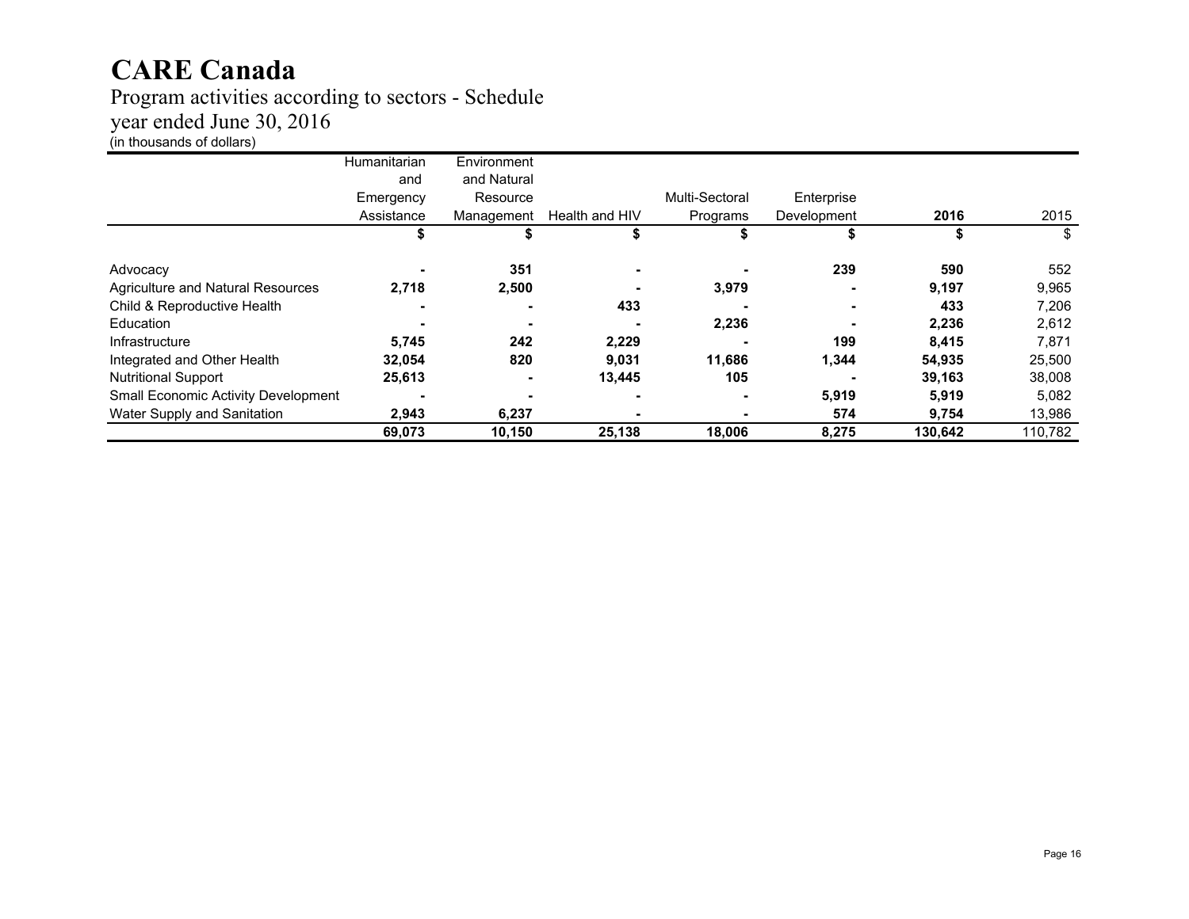# CARE Canada

## Program activities according to sectors - Schedule

## year ended June 30, 2016

(in thousands of dollars)

| | Humanitarian and Emergency Assistance | Environment and Natural Resource Management | Health and HIV | Multi-Sectoral Programs | Enterprise Development | 2016 | 2015 |
|---|---|---|---|---|---|---|---|
| | **$** | **$** | **$** | **$** | **$** | **$** | $ |
| Advocacy | **-** | **351** | **-** | **-** | **239** | **590** | 552 |
| Agriculture and Natural Resources | **2,718** | **2,500** | **-** | **3,979** | **-** | **9,197** | 9,965 |
| Child & Reproductive Health | **-** | **-** | **433** | **-** | **-** | **433** | 7,206 |
| Education | **-** | **-** | **-** | **2,236** | **-** | **2,236** | 2,612 |
| Infrastructure | **5,745** | **242** | **2,229** | **-** | **199** | **8,415** | 7,871 |
| Integrated and Other Health | **32,054** | **820** | **9,031** | **11,686** | **1,344** | **54,935** | 25,500 |
| Nutritional Support | **25,613** | **-** | **13,445** | **105** | **-** | **39,163** | 38,008 |
| Small Economic Activity Development | **-** | **-** | **-** | **-** | **5,919** | **5,919** | 5,082 |
| Water Supply and Sanitation | **2,943** | **6,237** | **-** | **-** | **574** | **9,754** | 13,986 |
| | **69,073** | **10,150** | **25,138** | **18,006** | **8,275** | **130,642** | 110,782 |